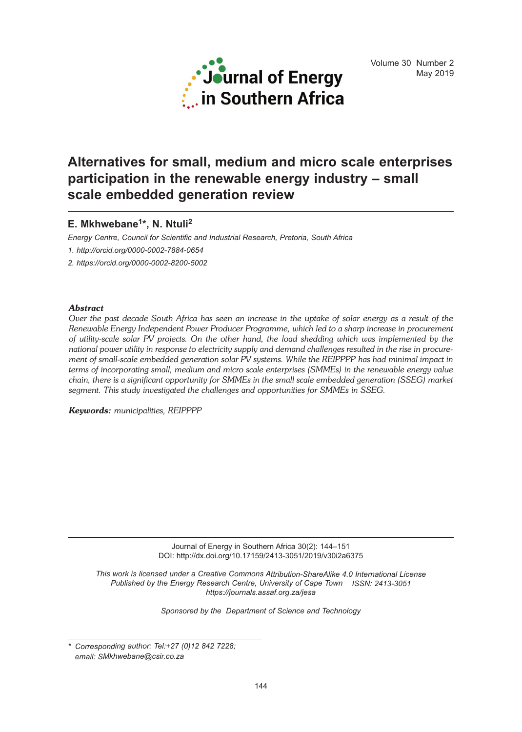# Alternatives for small, medium and micro scale enterprises participation in the renewable energy industry – small scale embedded generation review

**E. Mkhwebane[1]*, N. Ntuli[2]**

*Energy Centre, Council for Scientific and Industrial Research, Pretoria, South Africa*

*1. http://orcid.org/0000-0002-7884-0654*

*2. https://orcid.org/0000-0002-8200-5002*

***Abstract***

*Over the past decade South Africa has seen an increase in the uptake of solar energy as a result of the Renewable Energy Independent Power Producer Programme, which led to a sharp increase in procurement of utility-scale solar PV projects. On the other hand, the load shedding which was implemented by the national power utility in response to electricity supply and demand challenges resulted in the rise in procurement of small-scale embedded generation solar PV systems. While the REIPPPP has had minimal impact in terms of incorporating small, medium and micro scale enterprises (SMMEs) in the renewable energy value chain, there is a significant opportunity for SMMEs in the small scale embedded generation (SSEG) market segment. This study investigated the challenges and opportunities for SMMEs in SSEG.*

***Keywords:*** *municipalities, REIPPPP*

Journal of Energy in Southern Africa 30(2): 144–151
DOI: http://dx.doi.org/10.17159/2413-3051/2019/v30i2a6375

*This work is licensed under a Creative Commons Attribution-ShareAlike 4.0 International License*
*Published by the Energy Research Centre, University of Cape Town ISSN: 2413-3051*
*https://journals.assaf.org.za/jesa*

*Sponsored by the Department of Science and Technology*

\* *Corresponding author: Tel:+27 (0)12 842 7228; email: SMkhwebane@csir.co.za*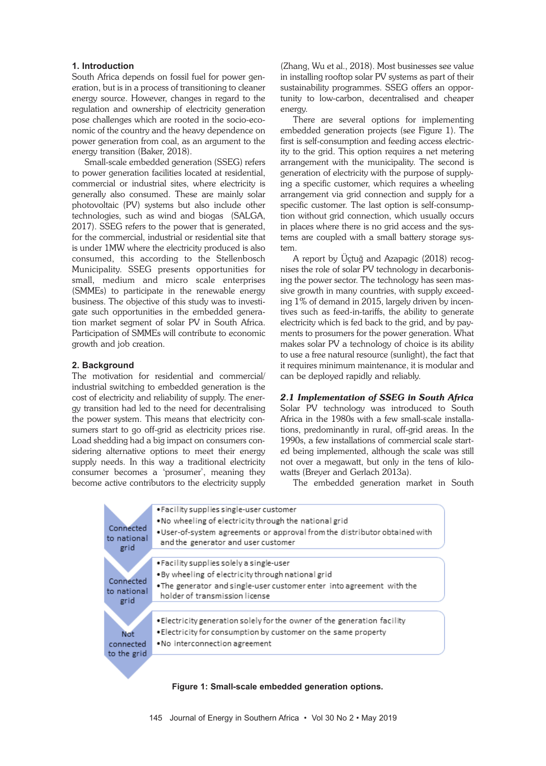## 1. Introduction

South Africa depends on fossil fuel for power generation, but is in a process of transitioning to cleaner energy source. However, changes in regard to the regulation and ownership of electricity generation pose challenges which are rooted in the socio-economic of the country and the heavy dependence on power generation from coal, as an argument to the energy transition (Baker, 2018).

Small-scale embedded generation (SSEG) refers to power generation facilities located at residential, commercial or industrial sites, where electricity is generally also consumed. These are mainly solar photovoltaic (PV) systems but also include other technologies, such as wind and biogas (SALGA, 2017). SSEG refers to the power that is generated, for the commercial, industrial or residential site that is under 1MW where the electricity produced is also consumed, this according to the Stellenbosch Municipality. SSEG presents opportunities for small, medium and micro scale enterprises (SMMEs) to participate in the renewable energy business. The objective of this study was to investigate such opportunities in the embedded generation market segment of solar PV in South Africa. Participation of SMMEs will contribute to economic growth and job creation.

## 2. Background

The motivation for residential and commercial/ industrial switching to embedded generation is the cost of electricity and reliability of supply. The energy transition had led to the need for decentralising the power system. This means that electricity consumers start to go off-grid as electricity prices rise. Load shedding had a big impact on consumers considering alternative options to meet their energy supply needs. In this way a traditional electricity consumer becomes a 'prosumer', meaning they become active contributors to the electricity supply (Zhang, Wu et al., 2018). Most businesses see value in installing rooftop solar PV systems as part of their sustainability programmes. SSEG offers an opportunity to low-carbon, decentralised and cheaper energy.

There are several options for implementing embedded generation projects (see Figure 1). The first is self-consumption and feeding access electricity to the grid. This option requires a net metering arrangement with the municipality. The second is generation of electricity with the purpose of supplying a specific customer, which requires a wheeling arrangement via grid connection and supply for a specific customer. The last option is self-consumption without grid connection, which usually occurs in places where there is no grid access and the systems are coupled with a small battery storage system.

A report by Üçtuğ and Azapagic (2018) recognises the role of solar PV technology in decarbonising the power sector. The technology has seen massive growth in many countries, with supply exceeding 1% of demand in 2015, largely driven by incentives such as feed-in-tariffs, the ability to generate electricity which is fed back to the grid, and by payments to prosumers for the power generation. What makes solar PV a technology of choice is its ability to use a free natural resource (sunlight), the fact that it requires minimum maintenance, it is modular and can be deployed rapidly and reliably.

### *2.1 Implementation of SSEG in South Africa*

Solar PV technology was introduced to South Africa in the 1980s with a few small-scale installations, predominantly in rural, off-grid areas. In the 1990s, a few installations of commercial scale started being implemented, although the scale was still not over a megawatt, but only in the tens of kilowatts (Breyer and Gerlach 2013a).

The embedded generation market in South

| | |
|---|---|
| Connected to national grid | • Facility supplies single-user customer<br>• No wheeling of electricity through the national grid<br>• User-of-system agreements or approval from the distributor obtained with and the generator and user customer |
| Connected to national grid | • Facility supplies solely a single-user<br>• By wheeling of electricity through national grid<br>• The generator and single-user customer enter into agreement with the holder of transmission license |
| Not connected to the grid | • Electricity generation solely for the owner of the generation facility<br>• Electricity for consumption by customer on the same property<br>• No interconnection agreement |

**Figure 1: Small-scale embedded generation options.**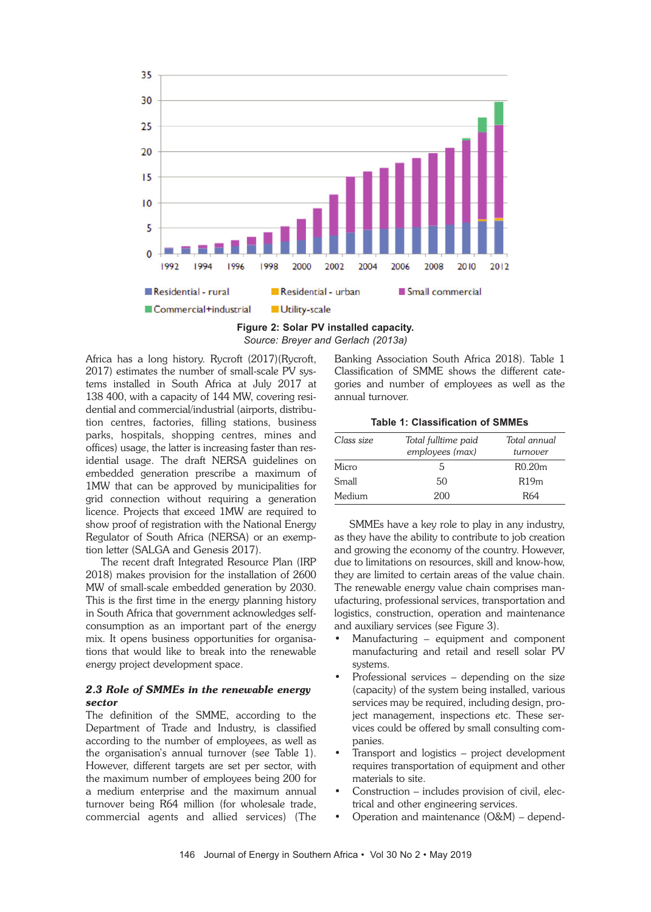Figure 2: Solar PV installed capacity.
*Source: Breyer and Gerlach (2013a)*

Africa has a long history. Rycroft (2017)(Rycroft, 2017) estimates the number of small-scale PV systems installed in South Africa at July 2017 at 138 400, with a capacity of 144 MW, covering residential and commercial/industrial (airports, distribution centres, factories, filling stations, business parks, hospitals, shopping centres, mines and offices) usage, the latter is increasing faster than residential usage. The draft NERSA guidelines on embedded generation prescribe a maximum of 1MW that can be approved by municipalities for grid connection without requiring a generation licence. Projects that exceed 1MW are required to show proof of registration with the National Energy Regulator of South Africa (NERSA) or an exemption letter (SALGA and Genesis 2017).

The recent draft Integrated Resource Plan (IRP 2018) makes provision for the installation of 2600 MW of small-scale embedded generation by 2030. This is the first time in the energy planning history in South Africa that government acknowledges self-consumption as an important part of the energy mix. It opens business opportunities for organisations that would like to break into the renewable energy project development space.

### *2.3 Role of SMMEs in the renewable energy sector*

The definition of the SMME, according to the Department of Trade and Industry, is classified according to the number of employees, as well as the organisation's annual turnover (see Table 1). However, different targets are set per sector, with the maximum number of employees being 200 for a medium enterprise and the maximum annual turnover being R64 million (for wholesale trade, commercial agents and allied services) (The Banking Association South Africa 2018). Table 1 Classification of SMME shows the different categories and number of employees as well as the annual turnover.

**Table 1: Classification of SMMEs**

| *Class size* | *Total fulltime paid employees (max)* | *Total annual turnover* |
|---|---|---|
| Micro | 5 | R0.20m |
| Small | 50 | R19m |
| Medium | 200 | R64 |

SMMEs have a key role to play in any industry, as they have the ability to contribute to job creation and growing the economy of the country. However, due to limitations on resources, skill and know-how, they are limited to certain areas of the value chain. The renewable energy value chain comprises manufacturing, professional services, transportation and logistics, construction, operation and maintenance and auxiliary services (see Figure 3).

- Manufacturing – equipment and component manufacturing and retail and resell solar PV systems.
- Professional services – depending on the size (capacity) of the system being installed, various services may be required, including design, project management, inspections etc. These services could be offered by small consulting companies.
- Transport and logistics – project development requires transportation of equipment and other materials to site.
- Construction – includes provision of civil, electrical and other engineering services.
- Operation and maintenance (O&M) – depend-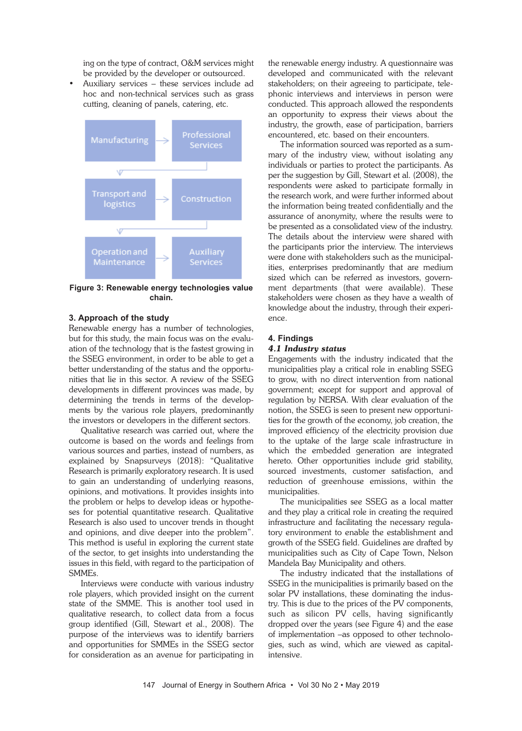ing on the type of contract, O&M services might be provided by the developer or outsourced.

- Auxiliary services – these services include ad hoc and non-technical services such as grass cutting, cleaning of panels, catering, etc.

Manufacturing → Professional Services

Transport and logistics → Construction

Operation and Maintenance → Auxiliary Services

**Figure 3: Renewable energy technologies value chain.**

## 3. Approach of the study

Renewable energy has a number of technologies, but for this study, the main focus was on the evaluation of the technology that is the fastest growing in the SSEG environment, in order to be able to get a better understanding of the status and the opportunities that lie in this sector. A review of the SSEG developments in different provinces was made, by determining the trends in terms of the developments by the various role players, predominantly the investors or developers in the different sectors.

Qualitative research was carried out, where the outcome is based on the words and feelings from various sources and parties, instead of numbers, as explained by Snapsurveys (2018): "Qualitative Research is primarily exploratory research. It is used to gain an understanding of underlying reasons, opinions, and motivations. It provides insights into the problem or helps to develop ideas or hypotheses for potential quantitative research. Qualitative Research is also used to uncover trends in thought and opinions, and dive deeper into the problem". This method is useful in exploring the current state of the sector, to get insights into understanding the issues in this field, with regard to the participation of SMMEs.

Interviews were conducte with various industry role players, which provided insight on the current state of the SMME. This is another tool used in qualitative research, to collect data from a focus group identified (Gill, Stewart et al., 2008). The purpose of the interviews was to identify barriers and opportunities for SMMEs in the SSEG sector for consideration as an avenue for participating in the renewable energy industry. A questionnaire was developed and communicated with the relevant stakeholders; on their agreeing to participate, telephonic interviews and interviews in person were conducted. This approach allowed the respondents an opportunity to express their views about the industry, the growth, ease of participation, barriers encountered, etc. based on their encounters.

The information sourced was reported as a summary of the industry view, without isolating any individuals or parties to protect the participants. As per the suggestion by Gill, Stewart et al. (2008), the respondents were asked to participate formally in the research work, and were further informed about the information being treated confidentially and the assurance of anonymity, where the results were to be presented as a consolidated view of the industry. The details about the interview were shared with the participants prior the interview. The interviews were done with stakeholders such as the municipalities, enterprises predominantly that are medium sized which can be referred as investors, government departments (that were available). These stakeholders were chosen as they have a wealth of knowledge about the industry, through their experience.

## 4. Findings

### *4.1 Industry status*

Engagements with the industry indicated that the municipalities play a critical role in enabling SSEG to grow, with no direct intervention from national government; except for support and approval of regulation by NERSA. With clear evaluation of the notion, the SSEG is seen to present new opportunities for the growth of the economy, job creation, the improved efficiency of the electricity provision due to the uptake of the large scale infrastructure in which the embedded generation are integrated hereto. Other opportunities include grid stability, sourced investments, customer satisfaction, and reduction of greenhouse emissions, within the municipalities.

The municipalities see SSEG as a local matter and they play a critical role in creating the required infrastructure and facilitating the necessary regulatory environment to enable the establishment and growth of the SSEG field. Guidelines are drafted by municipalities such as City of Cape Town, Nelson Mandela Bay Municipality and others.

The industry indicated that the installations of SSEG in the municipalities is primarily based on the solar PV installations, these dominating the industry. This is due to the prices of the PV components, such as silicon PV cells, having significantly dropped over the years (see Figure 4) and the ease of implementation –as opposed to other technologies, such as wind, which are viewed as capital-intensive.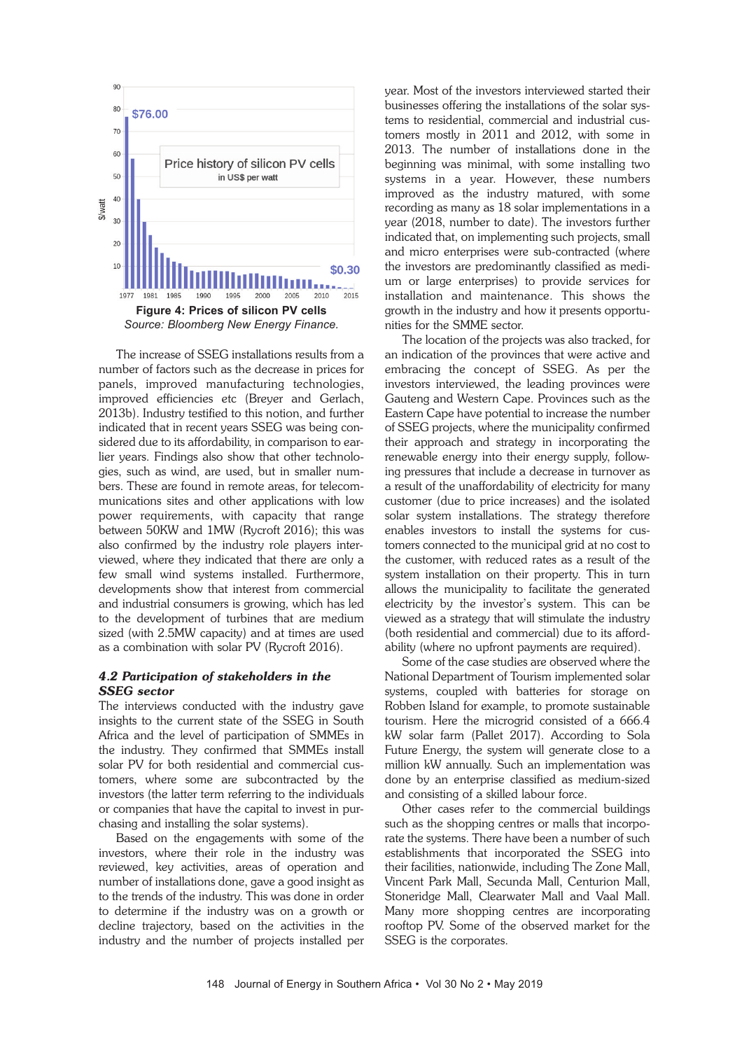Figure 4: Prices of silicon PV cells
*Source: Bloomberg New Energy Finance.*

The increase of SSEG installations results from a number of factors such as the decrease in prices for panels, improved manufacturing technologies, improved efficiencies etc (Breyer and Gerlach, 2013b). Industry testified to this notion, and further indicated that in recent years SSEG was being considered due to its affordability, in comparison to earlier years. Findings also show that other technologies, such as wind, are used, but in smaller numbers. These are found in remote areas, for telecommunications sites and other applications with low power requirements, with capacity that range between 50KW and 1MW (Rycroft 2016); this was also confirmed by the industry role players interviewed, where they indicated that there are only a few small wind systems installed. Furthermore, developments show that interest from commercial and industrial consumers is growing, which has led to the development of turbines that are medium sized (with 2.5MW capacity) and at times are used as a combination with solar PV (Rycroft 2016).

### *4.2 Participation of stakeholders in the SSEG sector*

The interviews conducted with the industry gave insights to the current state of the SSEG in South Africa and the level of participation of SMMEs in the industry. They confirmed that SMMEs install solar PV for both residential and commercial customers, where some are subcontracted by the investors (the latter term referring to the individuals or companies that have the capital to invest in purchasing and installing the solar systems).

Based on the engagements with some of the investors, where their role in the industry was reviewed, key activities, areas of operation and number of installations done, gave a good insight as to the trends of the industry. This was done in order to determine if the industry was on a growth or decline trajectory, based on the activities in the industry and the number of projects installed per year. Most of the investors interviewed started their businesses offering the installations of the solar systems to residential, commercial and industrial customers mostly in 2011 and 2012, with some in 2013. The number of installations done in the beginning was minimal, with some installing two systems in a year. However, these numbers improved as the industry matured, with some recording as many as 18 solar implementations in a year (2018, number to date). The investors further indicated that, on implementing such projects, small and micro enterprises were sub-contracted (where the investors are predominantly classified as medium or large enterprises) to provide services for installation and maintenance. This shows the growth in the industry and how it presents opportunities for the SMME sector.

The location of the projects was also tracked, for an indication of the provinces that were active and embracing the concept of SSEG. As per the investors interviewed, the leading provinces were Gauteng and Western Cape. Provinces such as the Eastern Cape have potential to increase the number of SSEG projects, where the municipality confirmed their approach and strategy in incorporating the renewable energy into their energy supply, following pressures that include a decrease in turnover as a result of the unaffordability of electricity for many customer (due to price increases) and the isolated solar system installations. The strategy therefore enables investors to install the systems for customers connected to the municipal grid at no cost to the customer, with reduced rates as a result of the system installation on their property. This in turn allows the municipality to facilitate the generated electricity by the investor's system. This can be viewed as a strategy that will stimulate the industry (both residential and commercial) due to its affordability (where no upfront payments are required).

Some of the case studies are observed where the National Department of Tourism implemented solar systems, coupled with batteries for storage on Robben Island for example, to promote sustainable tourism. Here the microgrid consisted of a 666.4 kW solar farm (Pallet 2017). According to Sola Future Energy, the system will generate close to a million kW annually. Such an implementation was done by an enterprise classified as medium-sized and consisting of a skilled labour force.

Other cases refer to the commercial buildings such as the shopping centres or malls that incorporate the systems. There have been a number of such establishments that incorporated the SSEG into their facilities, nationwide, including The Zone Mall, Vincent Park Mall, Secunda Mall, Centurion Mall, Stoneridge Mall, Clearwater Mall and Vaal Mall. Many more shopping centres are incorporating rooftop PV. Some of the observed market for the SSEG is the corporates.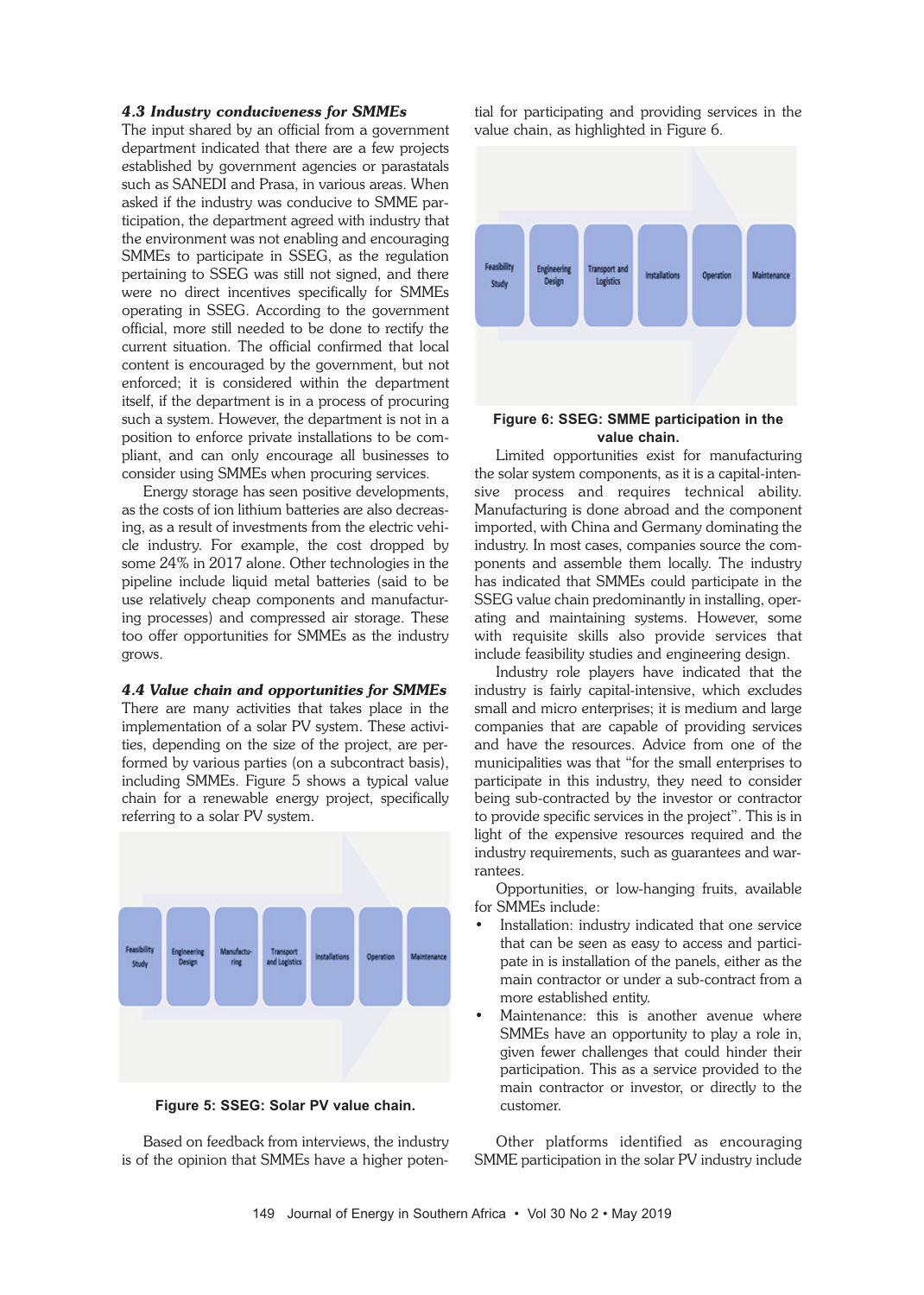### *4.3 Industry conduciveness for SMMEs*

The input shared by an official from a government department indicated that there are a few projects established by government agencies or parastatals such as SANEDI and Prasa, in various areas. When asked if the industry was conducive to SMME participation, the department agreed with industry that the environment was not enabling and encouraging SMMEs to participate in SSEG, as the regulation pertaining to SSEG was still not signed, and there were no direct incentives specifically for SMMEs operating in SSEG. According to the government official, more still needed to be done to rectify the current situation. The official confirmed that local content is encouraged by the government, but not enforced; it is considered within the department itself, if the department is in a process of procuring such a system. However, the department is not in a position to enforce private installations to be compliant, and can only encourage all businesses to consider using SMMEs when procuring services.

Energy storage has seen positive developments, as the costs of ion lithium batteries are also decreasing, as a result of investments from the electric vehicle industry. For example, the cost dropped by some 24% in 2017 alone. Other technologies in the pipeline include liquid metal batteries (said to be use relatively cheap components and manufacturing processes) and compressed air storage. These too offer opportunities for SMMEs as the industry grows.

### *4.4 Value chain and opportunities for SMMEs*

There are many activities that takes place in the implementation of a solar PV system. These activities, depending on the size of the project, are performed by various parties (on a subcontract basis), including SMMEs. Figure 5 shows a typical value chain for a renewable energy project, specifically referring to a solar PV system.

Feasibility Study → Engineering Design → Manufacturing → Transport and Logistics → Installations → Operation → Maintenance

**Figure 5: SSEG: Solar PV value chain.**

Based on feedback from interviews, the industry is of the opinion that SMMEs have a higher potential for participating and providing services in the value chain, as highlighted in Figure 6.

Feasibility Study → Engineering Design → Transport and Logistics → Installations → Operation → Maintenance

**Figure 6: SSEG: SMME participation in the value chain.**

Limited opportunities exist for manufacturing the solar system components, as it is a capital-intensive process and requires technical ability. Manufacturing is done abroad and the component imported, with China and Germany dominating the industry. In most cases, companies source the components and assemble them locally. The industry has indicated that SMMEs could participate in the SSEG value chain predominantly in installing, operating and maintaining systems. However, some with requisite skills also provide services that include feasibility studies and engineering design.

Industry role players have indicated that the industry is fairly capital-intensive, which excludes small and micro enterprises; it is medium and large companies that are capable of providing services and have the resources. Advice from one of the municipalities was that "for the small enterprises to participate in this industry, they need to consider being sub-contracted by the investor or contractor to provide specific services in the project". This is in light of the expensive resources required and the industry requirements, such as guarantees and warrantees.

Opportunities, or low-hanging fruits, available for SMMEs include:

- Installation: industry indicated that one service that can be seen as easy to access and participate in is installation of the panels, either as the main contractor or under a sub-contract from a more established entity.
- Maintenance: this is another avenue where SMMEs have an opportunity to play a role in, given fewer challenges that could hinder their participation. This as a service provided to the main contractor or investor, or directly to the customer.

Other platforms identified as encouraging SMME participation in the solar PV industry include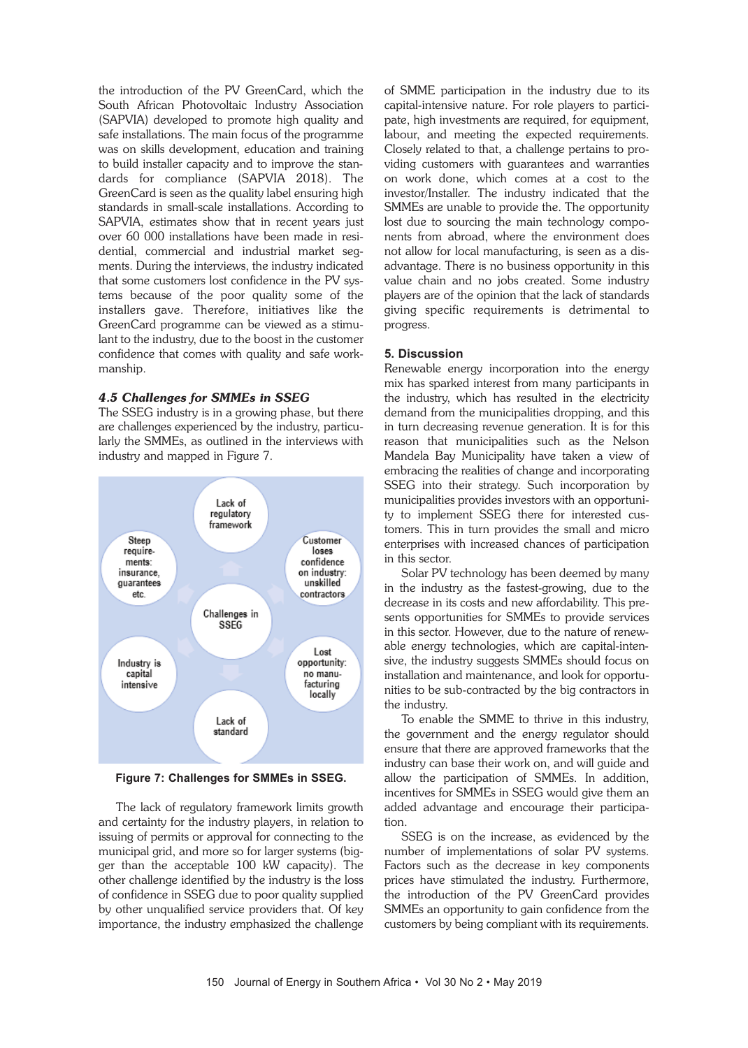the introduction of the PV GreenCard, which the South African Photovoltaic Industry Association (SAPVIA) developed to promote high quality and safe installations. The main focus of the programme was on skills development, education and training to build installer capacity and to improve the standards for compliance (SAPVIA 2018). The GreenCard is seen as the quality label ensuring high standards in small-scale installations. According to SAPVIA, estimates show that in recent years just over 60 000 installations have been made in residential, commercial and industrial market segments. During the interviews, the industry indicated that some customers lost confidence in the PV systems because of the poor quality some of the installers gave. Therefore, initiatives like the GreenCard programme can be viewed as a stimulant to the industry, due to the boost in the customer confidence that comes with quality and safe workmanship.

### *4.5 Challenges for SMMEs in SSEG*

The SSEG industry is in a growing phase, but there are challenges experienced by the industry, particularly the SMMEs, as outlined in the interviews with industry and mapped in Figure 7.

Challenges in SSEG: Lack of regulatory framework; Customer loses confidence on industry: unskilled contractors; Lost opportunity: no manufacturing locally; Lack of standard; Industry is capital intensive; Steep requirements: insurance, guarantees etc.

**Figure 7: Challenges for SMMEs in SSEG.**

The lack of regulatory framework limits growth and certainty for the industry players, in relation to issuing of permits or approval for connecting to the municipal grid, and more so for larger systems (bigger than the acceptable 100 kW capacity). The other challenge identified by the industry is the loss of confidence in SSEG due to poor quality supplied by other unqualified service providers that. Of key importance, the industry emphasized the challenge of SMME participation in the industry due to its capital-intensive nature. For role players to participate, high investments are required, for equipment, labour, and meeting the expected requirements. Closely related to that, a challenge pertains to providing customers with guarantees and warranties on work done, which comes at a cost to the investor/Installer. The industry indicated that the SMMEs are unable to provide the. The opportunity lost due to sourcing the main technology components from abroad, where the environment does not allow for local manufacturing, is seen as a disadvantage. There is no business opportunity in this value chain and no jobs created. Some industry players are of the opinion that the lack of standards giving specific requirements is detrimental to progress.

## 5. Discussion

Renewable energy incorporation into the energy mix has sparked interest from many participants in the industry, which has resulted in the electricity demand from the municipalities dropping, and this in turn decreasing revenue generation. It is for this reason that municipalities such as the Nelson Mandela Bay Municipality have taken a view of embracing the realities of change and incorporating SSEG into their strategy. Such incorporation by municipalities provides investors with an opportunity to implement SSEG there for interested customers. This in turn provides the small and micro enterprises with increased chances of participation in this sector.

Solar PV technology has been deemed by many in the industry as the fastest-growing, due to the decrease in its costs and new affordability. This presents opportunities for SMMEs to provide services in this sector. However, due to the nature of renewable energy technologies, which are capital-intensive, the industry suggests SMMEs should focus on installation and maintenance, and look for opportunities to be sub-contracted by the big contractors in the industry.

To enable the SMME to thrive in this industry, the government and the energy regulator should ensure that there are approved frameworks that the industry can base their work on, and will guide and allow the participation of SMMEs. In addition, incentives for SMMEs in SSEG would give them an added advantage and encourage their participation.

SSEG is on the increase, as evidenced by the number of implementations of solar PV systems. Factors such as the decrease in key components prices have stimulated the industry. Furthermore, the introduction of the PV GreenCard provides SMMEs an opportunity to gain confidence from the customers by being compliant with its requirements.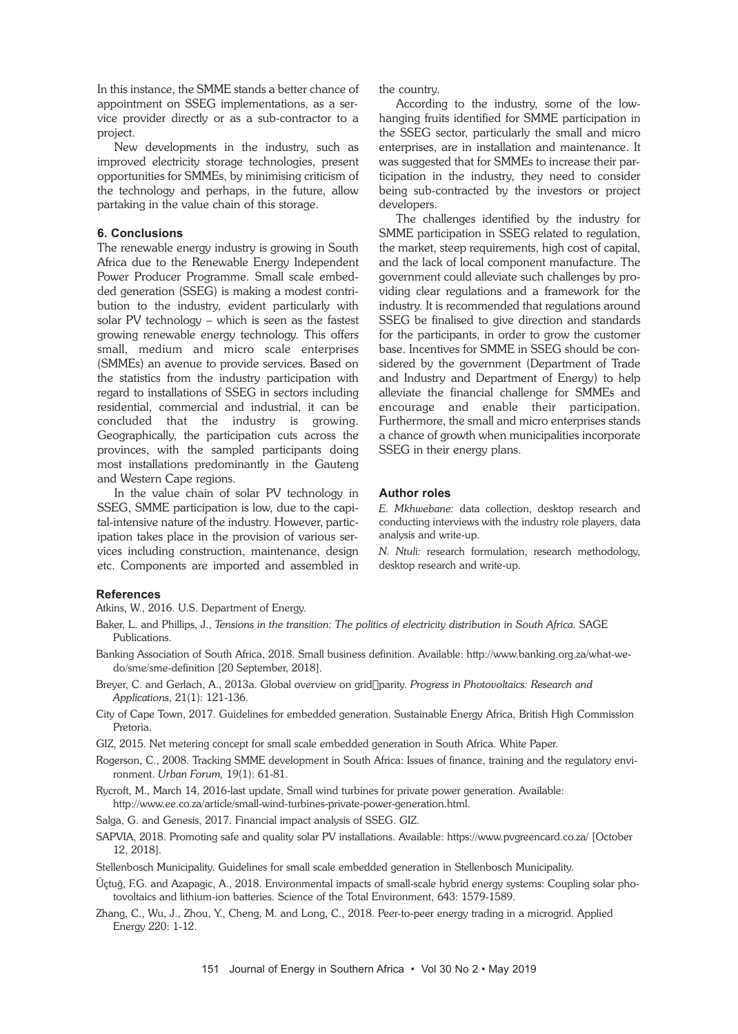In this instance, the SMME stands a better chance of appointment on SSEG implementations, as a service provider directly or as a sub-contractor to a project.

New developments in the industry, such as improved electricity storage technologies, present opportunities for SMMEs, by minimising criticism of the technology and perhaps, in the future, allow partaking in the value chain of this storage.

## 6. Conclusions

The renewable energy industry is growing in South Africa due to the Renewable Energy Independent Power Producer Programme. Small scale embedded generation (SSEG) is making a modest contribution to the industry, evident particularly with solar PV technology – which is seen as the fastest growing renewable energy technology. This offers small, medium and micro scale enterprises (SMMEs) an avenue to provide services. Based on the statistics from the industry participation with regard to installations of SSEG in sectors including residential, commercial and industrial, it can be concluded that the industry is growing. Geographically, the participation cuts across the provinces, with the sampled participants doing most installations predominantly in the Gauteng and Western Cape regions.

In the value chain of solar PV technology in SSEG, SMME participation is low, due to the capital-intensive nature of the industry. However, participation takes place in the provision of various services including construction, maintenance, design etc. Components are imported and assembled in the country.

According to the industry, some of the low-hanging fruits identified for SMME participation in the SSEG sector, particularly the small and micro enterprises, are in installation and maintenance. It was suggested that for SMMEs to increase their participation in the industry, they need to consider being sub-contracted by the investors or project developers.

The challenges identified by the industry for SMME participation in SSEG related to regulation, the market, steep requirements, high cost of capital, and the lack of local component manufacture. The government could alleviate such challenges by providing clear regulations and a framework for the industry. It is recommended that regulations around SSEG be finalised to give direction and standards for the participants, in order to grow the customer base. Incentives for SMME in SSEG should be considered by the government (Department of Trade and Industry and Department of Energy) to help alleviate the financial challenge for SMMEs and encourage and enable their participation. Furthermore, the small and micro enterprises stands a chance of growth when municipalities incorporate SSEG in their energy plans.

## Author roles

*E. Mkhwebane:* data collection, desktop research and conducting interviews with the industry role players, data analysis and write-up.

*N. Ntuli:* research formulation, research methodology, desktop research and write-up.

## References

Atkins, W., 2016. U.S. Department of Energy.

Baker, L. and Phillips, J., *Tensions in the transition: The politics of electricity distribution in South Africa.* SAGE Publications.

Banking Association of South Africa, 2018. Small business definition. Available: http://www.banking.org.za/what-we-do/sme/sme-definition [20 September, 2018].

Breyer, C. and Gerlach, A., 2013a. Global overview on grid‐parity. *Progress in Photovoltaics: Research and Applications*, 21(1): 121-136.

City of Cape Town, 2017. Guidelines for embedded generation. Sustainable Energy Africa, British High Commission Pretoria.

GIZ, 2015. Net metering concept for small scale embedded generation in South Africa. White Paper.

Rogerson, C., 2008. Tracking SMME development in South Africa: Issues of finance, training and the regulatory environment. *Urban Forum,* 19(1): 61-81.

Rycroft, M., March 14, 2016-last update, Small wind turbines for private power generation. Available: http://www.ee.co.za/article/small-wind-turbines-private-power-generation.html.

Salga, G. and Genesis, 2017. Financial impact analysis of SSEG. GIZ.

SAPVIA, 2018. Promoting safe and quality solar PV installations. Available: https://www.pvgreencard.co.za/ [October 12, 2018].

Stellenbosch Municipality. Guidelines for small scale embedded generation in Stellenbosch Municipality.

Üçtuğ, F.G. and Azapagic, A., 2018. Environmental impacts of small-scale hybrid energy systems: Coupling solar photovoltaics and lithium-ion batteries. Science of the Total Environment, 643: 1579-1589.

Zhang, C., Wu, J., Zhou, Y., Cheng, M. and Long, C., 2018. Peer-to-peer energy trading in a microgrid. Applied Energy 220: 1-12.